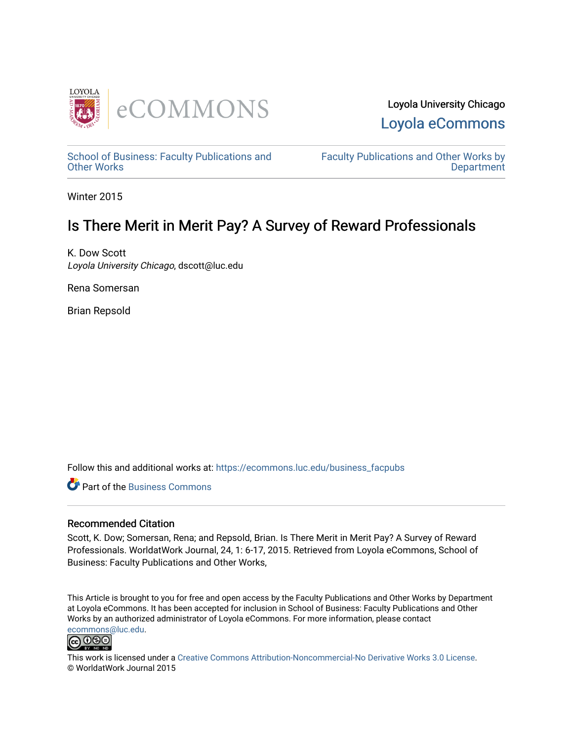Loyola University Chicago

Loyola eCommons

School of Business: Faculty Publications and Other Works

Faculty Publications and Other Works by Department

Winter 2015

# Is There Merit in Merit Pay? A Survey of Reward Professionals

K. Dow Scott
*Loyola University Chicago*, dscott@luc.edu

Rena Somersan

Brian Repsold

Follow this and additional works at: https://ecommons.luc.edu/business_facpubs

Part of the Business Commons

## Recommended Citation

Scott, K. Dow; Somersan, Rena; and Repsold, Brian. Is There Merit in Merit Pay? A Survey of Reward Professionals. WorldatWork Journal, 24, 1: 6-17, 2015. Retrieved from Loyola eCommons, School of Business: Faculty Publications and Other Works,

This Article is brought to you for free and open access by the Faculty Publications and Other Works by Department at Loyola eCommons. It has been accepted for inclusion in School of Business: Faculty Publications and Other Works by an authorized administrator of Loyola eCommons. For more information, please contact ecommons@luc.edu.

This work is licensed under a Creative Commons Attribution-Noncommercial-No Derivative Works 3.0 License.
© WorldatWork Journal 2015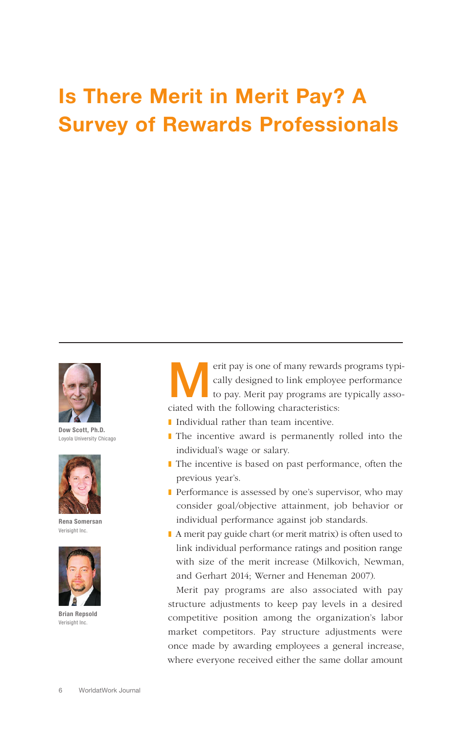# Is There Merit in Merit Pay? A Survey of Rewards Professionals

**Dow Scott, Ph.D.**
Loyola University Chicago

**Rena Somersan**
Verisight Inc.

**Brian Repsold**
Verisight Inc.

Merit pay is one of many rewards programs typically designed to link employee performance to pay. Merit pay programs are typically associated with the following characteristics:

- Individual rather than team incentive.
- The incentive award is permanently rolled into the individual's wage or salary.
- The incentive is based on past performance, often the previous year's.
- Performance is assessed by one's supervisor, who may consider goal/objective attainment, job behavior or individual performance against job standards.
- A merit pay guide chart (or merit matrix) is often used to link individual performance ratings and position range with size of the merit increase (Milkovich, Newman, and Gerhart 2014; Werner and Heneman 2007).

Merit pay programs are also associated with pay structure adjustments to keep pay levels in a desired competitive position among the organization's labor market competitors. Pay structure adjustments were once made by awarding employees a general increase, where everyone received either the same dollar amount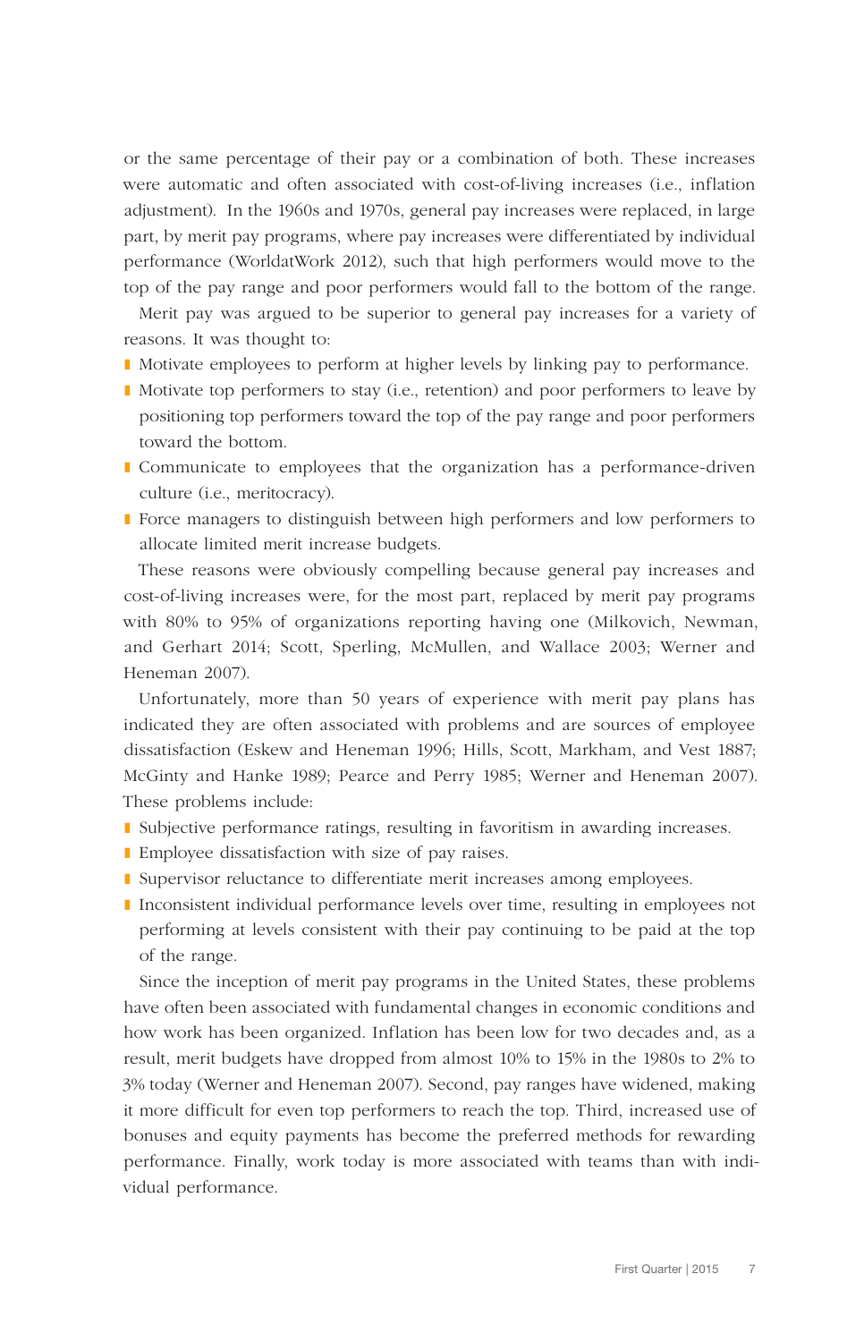or the same percentage of their pay or a combination of both. These increases were automatic and often associated with cost-of-living increases (i.e., inflation adjustment). In the 1960s and 1970s, general pay increases were replaced, in large part, by merit pay programs, where pay increases were differentiated by individual performance (WorldatWork 2012), such that high performers would move to the top of the pay range and poor performers would fall to the bottom of the range.

Merit pay was argued to be superior to general pay increases for a variety of reasons. It was thought to:

- Motivate employees to perform at higher levels by linking pay to performance.
- Motivate top performers to stay (i.e., retention) and poor performers to leave by positioning top performers toward the top of the pay range and poor performers toward the bottom.
- Communicate to employees that the organization has a performance-driven culture (i.e., meritocracy).
- Force managers to distinguish between high performers and low performers to allocate limited merit increase budgets.

These reasons were obviously compelling because general pay increases and cost-of-living increases were, for the most part, replaced by merit pay programs with 80% to 95% of organizations reporting having one (Milkovich, Newman, and Gerhart 2014; Scott, Sperling, McMullen, and Wallace 2003; Werner and Heneman 2007).

Unfortunately, more than 50 years of experience with merit pay plans has indicated they are often associated with problems and are sources of employee dissatisfaction (Eskew and Heneman 1996; Hills, Scott, Markham, and Vest 1887; McGinty and Hanke 1989; Pearce and Perry 1985; Werner and Heneman 2007). These problems include:

- Subjective performance ratings, resulting in favoritism in awarding increases.
- Employee dissatisfaction with size of pay raises.
- Supervisor reluctance to differentiate merit increases among employees.
- Inconsistent individual performance levels over time, resulting in employees not performing at levels consistent with their pay continuing to be paid at the top of the range.

Since the inception of merit pay programs in the United States, these problems have often been associated with fundamental changes in economic conditions and how work has been organized. Inflation has been low for two decades and, as a result, merit budgets have dropped from almost 10% to 15% in the 1980s to 2% to 3% today (Werner and Heneman 2007). Second, pay ranges have widened, making it more difficult for even top performers to reach the top. Third, increased use of bonuses and equity payments has become the preferred methods for rewarding performance. Finally, work today is more associated with teams than with individual performance.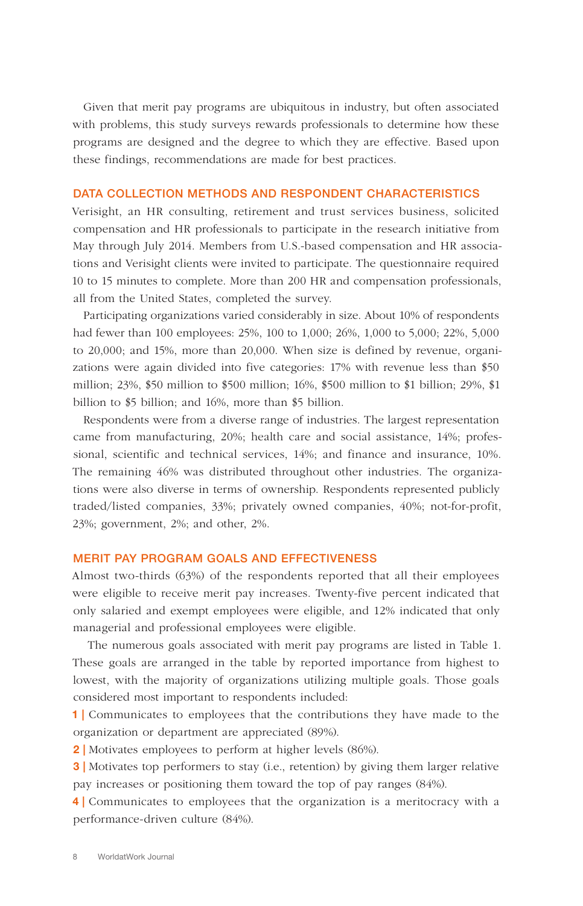Given that merit pay programs are ubiquitous in industry, but often associated with problems, this study surveys rewards professionals to determine how these programs are designed and the degree to which they are effective. Based upon these findings, recommendations are made for best practices.

## DATA COLLECTION METHODS AND RESPONDENT CHARACTERISTICS

Verisight, an HR consulting, retirement and trust services business, solicited compensation and HR professionals to participate in the research initiative from May through July 2014. Members from U.S.-based compensation and HR associations and Verisight clients were invited to participate. The questionnaire required 10 to 15 minutes to complete. More than 200 HR and compensation professionals, all from the United States, completed the survey.

Participating organizations varied considerably in size. About 10% of respondents had fewer than 100 employees: 25%, 100 to 1,000; 26%, 1,000 to 5,000; 22%, 5,000 to 20,000; and 15%, more than 20,000. When size is defined by revenue, organizations were again divided into five categories: 17% with revenue less than $50 million; 23%, $50 million to $500 million; 16%, $500 million to $1 billion; 29%, $1 billion to $5 billion; and 16%, more than $5 billion.

Respondents were from a diverse range of industries. The largest representation came from manufacturing, 20%; health care and social assistance, 14%; professional, scientific and technical services, 14%; and finance and insurance, 10%. The remaining 46% was distributed throughout other industries. The organizations were also diverse in terms of ownership. Respondents represented publicly traded/listed companies, 33%; privately owned companies, 40%; not-for-profit, 23%; government, 2%; and other, 2%.

## MERIT PAY PROGRAM GOALS AND EFFECTIVENESS

Almost two-thirds (63%) of the respondents reported that all their employees were eligible to receive merit pay increases. Twenty-five percent indicated that only salaried and exempt employees were eligible, and 12% indicated that only managerial and professional employees were eligible.

The numerous goals associated with merit pay programs are listed in Table 1. These goals are arranged in the table by reported importance from highest to lowest, with the majority of organizations utilizing multiple goals. Those goals considered most important to respondents included:

1 | Communicates to employees that the contributions they have made to the organization or department are appreciated (89%).

2 | Motivates employees to perform at higher levels (86%).

3 | Motivates top performers to stay (i.e., retention) by giving them larger relative pay increases or positioning them toward the top of pay ranges (84%).

4 | Communicates to employees that the organization is a meritocracy with a performance-driven culture (84%).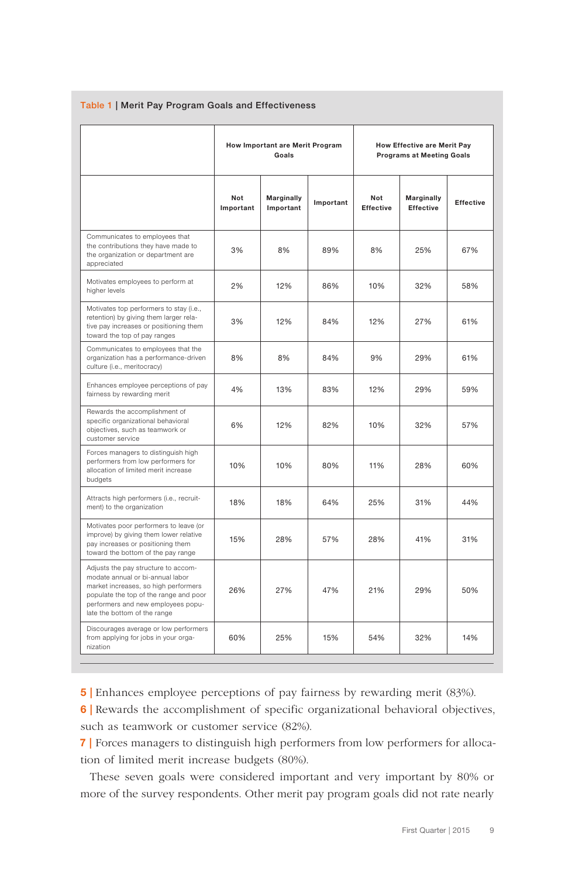**Table 1 | Merit Pay Program Goals and Effectiveness**

| | How Important are Merit Program Goals | | | How Effective are Merit Pay Programs at Meeting Goals | | |
|---|---|---|---|---|---|---|
| | Not Important | Marginally Important | Important | Not Effective | Marginally Effective | Effective |
| Communicates to employees that the contributions they have made to the organization or department are appreciated | 3% | 8% | 89% | 8% | 25% | 67% |
| Motivates employees to perform at higher levels | 2% | 12% | 86% | 10% | 32% | 58% |
| Motivates top performers to stay (i.e., retention) by giving them larger relative pay increases or positioning them toward the top of pay ranges | 3% | 12% | 84% | 12% | 27% | 61% |
| Communicates to employees that the organization has a performance-driven culture (i.e., meritocracy) | 8% | 8% | 84% | 9% | 29% | 61% |
| Enhances employee perceptions of pay fairness by rewarding merit | 4% | 13% | 83% | 12% | 29% | 59% |
| Rewards the accomplishment of specific organizational behavioral objectives, such as teamwork or customer service | 6% | 12% | 82% | 10% | 32% | 57% |
| Forces managers to distinguish high performers from low performers for allocation of limited merit increase budgets | 10% | 10% | 80% | 11% | 28% | 60% |
| Attracts high performers (i.e., recruitment) to the organization | 18% | 18% | 64% | 25% | 31% | 44% |
| Motivates poor performers to leave (or improve) by giving them lower relative pay increases or positioning them toward the bottom of the pay range | 15% | 28% | 57% | 28% | 41% | 31% |
| Adjusts the pay structure to accommodate annual or bi-annual labor market increases, so high performers populate the top of the range and poor performers and new employees populate the bottom of the range | 26% | 27% | 47% | 21% | 29% | 50% |
| Discourages average or low performers from applying for jobs in your organization | 60% | 25% | 15% | 54% | 32% | 14% |

**5 |** Enhances employee perceptions of pay fairness by rewarding merit (83%).

**6 |** Rewards the accomplishment of specific organizational behavioral objectives, such as teamwork or customer service (82%).

**7 |** Forces managers to distinguish high performers from low performers for allocation of limited merit increase budgets (80%).

These seven goals were considered important and very important by 80% or more of the survey respondents. Other merit pay program goals did not rate nearly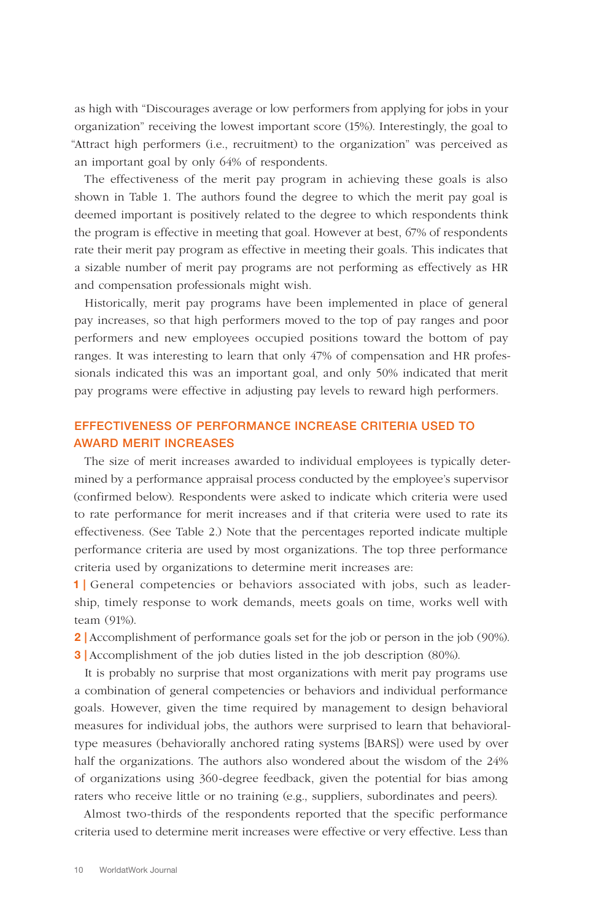as high with "Discourages average or low performers from applying for jobs in your organization" receiving the lowest important score (15%). Interestingly, the goal to "Attract high performers (i.e., recruitment) to the organization" was perceived as an important goal by only 64% of respondents.

The effectiveness of the merit pay program in achieving these goals is also shown in Table 1. The authors found the degree to which the merit pay goal is deemed important is positively related to the degree to which respondents think the program is effective in meeting that goal. However at best, 67% of respondents rate their merit pay program as effective in meeting their goals. This indicates that a sizable number of merit pay programs are not performing as effectively as HR and compensation professionals might wish.

Historically, merit pay programs have been implemented in place of general pay increases, so that high performers moved to the top of pay ranges and poor performers and new employees occupied positions toward the bottom of pay ranges. It was interesting to learn that only 47% of compensation and HR professionals indicated this was an important goal, and only 50% indicated that merit pay programs were effective in adjusting pay levels to reward high performers.

## EFFECTIVENESS OF PERFORMANCE INCREASE CRITERIA USED TO AWARD MERIT INCREASES

The size of merit increases awarded to individual employees is typically determined by a performance appraisal process conducted by the employee's supervisor (confirmed below). Respondents were asked to indicate which criteria were used to rate performance for merit increases and if that criteria were used to rate its effectiveness. (See Table 2.) Note that the percentages reported indicate multiple performance criteria are used by most organizations. The top three performance criteria used by organizations to determine merit increases are:

1 | General competencies or behaviors associated with jobs, such as leadership, timely response to work demands, meets goals on time, works well with team (91%).

2 | Accomplishment of performance goals set for the job or person in the job (90%).

3 | Accomplishment of the job duties listed in the job description (80%).

It is probably no surprise that most organizations with merit pay programs use a combination of general competencies or behaviors and individual performance goals. However, given the time required by management to design behavioral measures for individual jobs, the authors were surprised to learn that behavioral-type measures (behaviorally anchored rating systems [BARS]) were used by over half the organizations. The authors also wondered about the wisdom of the 24% of organizations using 360-degree feedback, given the potential for bias among raters who receive little or no training (e.g., suppliers, subordinates and peers).

Almost two-thirds of the respondents reported that the specific performance criteria used to determine merit increases were effective or very effective. Less than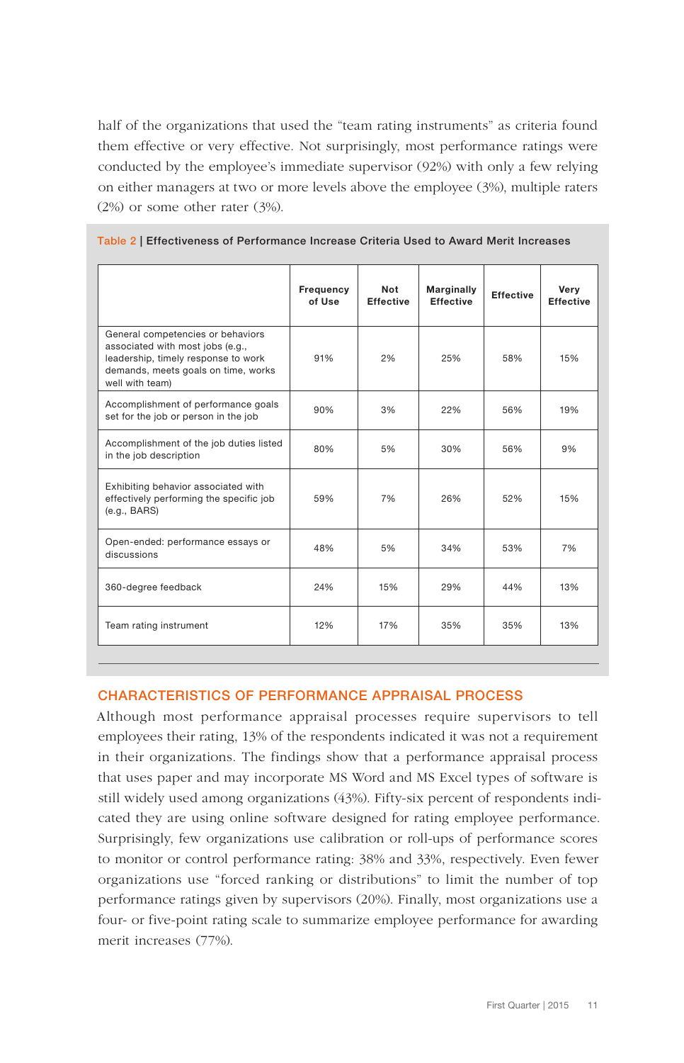half of the organizations that used the "team rating instruments" as criteria found them effective or very effective. Not surprisingly, most performance ratings were conducted by the employee's immediate supervisor (92%) with only a few relying on either managers at two or more levels above the employee (3%), multiple raters (2%) or some other rater (3%).

**Table 2 | Effectiveness of Performance Increase Criteria Used to Award Merit Increases**

| | Frequency of Use | Not Effective | Marginally Effective | Effective | Very Effective |
|---|---|---|---|---|---|
| General competencies or behaviors associated with most jobs (e.g., leadership, timely response to work demands, meets goals on time, works well with team) | 91% | 2% | 25% | 58% | 15% |
| Accomplishment of performance goals set for the job or person in the job | 90% | 3% | 22% | 56% | 19% |
| Accomplishment of the job duties listed in the job description | 80% | 5% | 30% | 56% | 9% |
| Exhibiting behavior associated with effectively performing the specific job (e.g., BARS) | 59% | 7% | 26% | 52% | 15% |
| Open-ended: performance essays or discussions | 48% | 5% | 34% | 53% | 7% |
| 360-degree feedback | 24% | 15% | 29% | 44% | 13% |
| Team rating instrument | 12% | 17% | 35% | 35% | 13% |

## CHARACTERISTICS OF PERFORMANCE APPRAISAL PROCESS

Although most performance appraisal processes require supervisors to tell employees their rating, 13% of the respondents indicated it was not a requirement in their organizations. The findings show that a performance appraisal process that uses paper and may incorporate MS Word and MS Excel types of software is still widely used among organizations (43%). Fifty-six percent of respondents indicated they are using online software designed for rating employee performance. Surprisingly, few organizations use calibration or roll-ups of performance scores to monitor or control performance rating: 38% and 33%, respectively. Even fewer organizations use "forced ranking or distributions" to limit the number of top performance ratings given by supervisors (20%). Finally, most organizations use a four- or five-point rating scale to summarize employee performance for awarding merit increases (77%).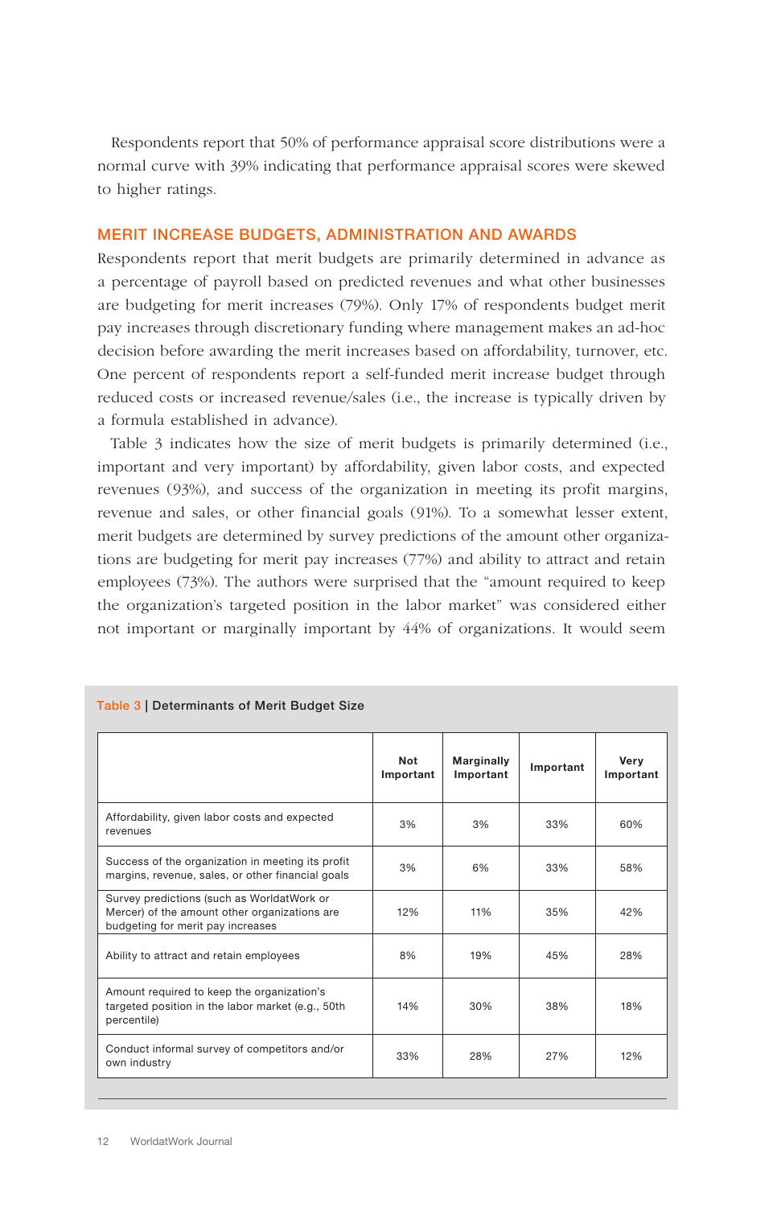Respondents report that 50% of performance appraisal score distributions were a normal curve with 39% indicating that performance appraisal scores were skewed to higher ratings.

## MERIT INCREASE BUDGETS, ADMINISTRATION AND AWARDS

Respondents report that merit budgets are primarily determined in advance as a percentage of payroll based on predicted revenues and what other businesses are budgeting for merit increases (79%). Only 17% of respondents budget merit pay increases through discretionary funding where management makes an ad-hoc decision before awarding the merit increases based on affordability, turnover, etc. One percent of respondents report a self-funded merit increase budget through reduced costs or increased revenue/sales (i.e., the increase is typically driven by a formula established in advance).

Table 3 indicates how the size of merit budgets is primarily determined (i.e., important and very important) by affordability, given labor costs, and expected revenues (93%), and success of the organization in meeting its profit margins, revenue and sales, or other financial goals (91%). To a somewhat lesser extent, merit budgets are determined by survey predictions of the amount other organizations are budgeting for merit pay increases (77%) and ability to attract and retain employees (73%). The authors were surprised that the "amount required to keep the organization's targeted position in the labor market" was considered either not important or marginally important by 44% of organizations. It would seem

**Table 3 | Determinants of Merit Budget Size**

| | Not Important | Marginally Important | Important | Very Important |
|---|---|---|---|---|
| Affordability, given labor costs and expected revenues | 3% | 3% | 33% | 60% |
| Success of the organization in meeting its profit margins, revenue, sales, or other financial goals | 3% | 6% | 33% | 58% |
| Survey predictions (such as WorldatWork or Mercer) of the amount other organizations are budgeting for merit pay increases | 12% | 11% | 35% | 42% |
| Ability to attract and retain employees | 8% | 19% | 45% | 28% |
| Amount required to keep the organization's targeted position in the labor market (e.g., 50th percentile) | 14% | 30% | 38% | 18% |
| Conduct informal survey of competitors and/or own industry | 33% | 28% | 27% | 12% |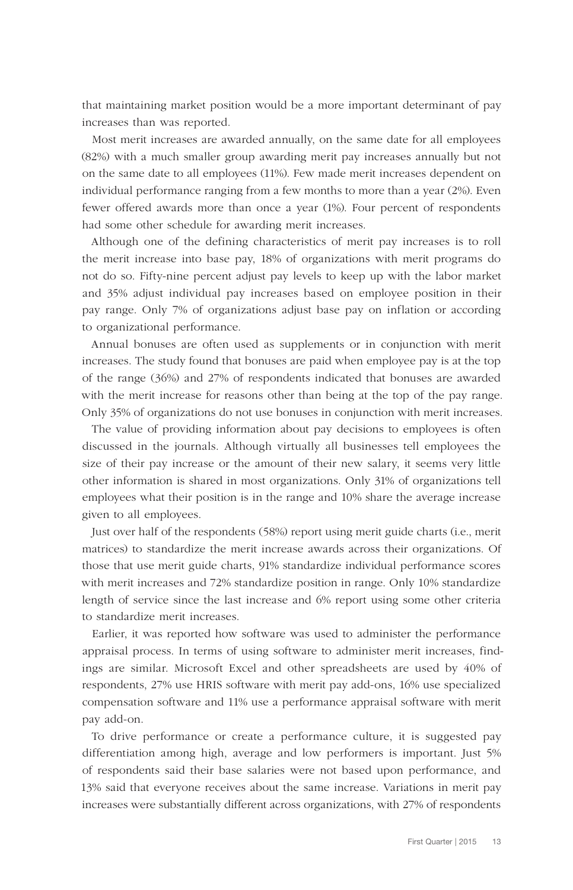that maintaining market position would be a more important determinant of pay increases than was reported.

Most merit increases are awarded annually, on the same date for all employees (82%) with a much smaller group awarding merit pay increases annually but not on the same date to all employees (11%). Few made merit increases dependent on individual performance ranging from a few months to more than a year (2%). Even fewer offered awards more than once a year (1%). Four percent of respondents had some other schedule for awarding merit increases.

Although one of the defining characteristics of merit pay increases is to roll the merit increase into base pay, 18% of organizations with merit programs do not do so. Fifty-nine percent adjust pay levels to keep up with the labor market and 35% adjust individual pay increases based on employee position in their pay range. Only 7% of organizations adjust base pay on inflation or according to organizational performance.

Annual bonuses are often used as supplements or in conjunction with merit increases. The study found that bonuses are paid when employee pay is at the top of the range (36%) and 27% of respondents indicated that bonuses are awarded with the merit increase for reasons other than being at the top of the pay range. Only 35% of organizations do not use bonuses in conjunction with merit increases.

The value of providing information about pay decisions to employees is often discussed in the journals. Although virtually all businesses tell employees the size of their pay increase or the amount of their new salary, it seems very little other information is shared in most organizations. Only 31% of organizations tell employees what their position is in the range and 10% share the average increase given to all employees.

Just over half of the respondents (58%) report using merit guide charts (i.e., merit matrices) to standardize the merit increase awards across their organizations. Of those that use merit guide charts, 91% standardize individual performance scores with merit increases and 72% standardize position in range. Only 10% standardize length of service since the last increase and 6% report using some other criteria to standardize merit increases.

Earlier, it was reported how software was used to administer the performance appraisal process. In terms of using software to administer merit increases, findings are similar. Microsoft Excel and other spreadsheets are used by 40% of respondents, 27% use HRIS software with merit pay add-ons, 16% use specialized compensation software and 11% use a performance appraisal software with merit pay add-on.

To drive performance or create a performance culture, it is suggested pay differentiation among high, average and low performers is important. Just 5% of respondents said their base salaries were not based upon performance, and 13% said that everyone receives about the same increase. Variations in merit pay increases were substantially different across organizations, with 27% of respondents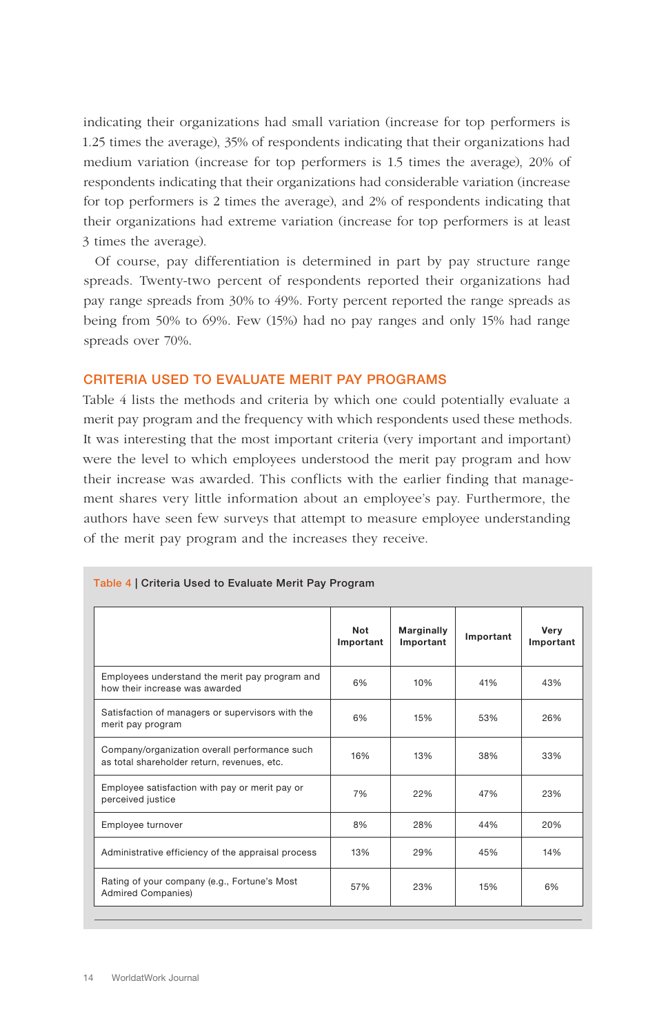indicating their organizations had small variation (increase for top performers is 1.25 times the average), 35% of respondents indicating that their organizations had medium variation (increase for top performers is 1.5 times the average), 20% of respondents indicating that their organizations had considerable variation (increase for top performers is 2 times the average), and 2% of respondents indicating that their organizations had extreme variation (increase for top performers is at least 3 times the average).

Of course, pay differentiation is determined in part by pay structure range spreads. Twenty-two percent of respondents reported their organizations had pay range spreads from 30% to 49%. Forty percent reported the range spreads as being from 50% to 69%. Few (15%) had no pay ranges and only 15% had range spreads over 70%.

## CRITERIA USED TO EVALUATE MERIT PAY PROGRAMS

Table 4 lists the methods and criteria by which one could potentially evaluate a merit pay program and the frequency with which respondents used these methods. It was interesting that the most important criteria (very important and important) were the level to which employees understood the merit pay program and how their increase was awarded. This conflicts with the earlier finding that management shares very little information about an employee's pay. Furthermore, the authors have seen few surveys that attempt to measure employee understanding of the merit pay program and the increases they receive.

**Table 4 | Criteria Used to Evaluate Merit Pay Program**

| | Not Important | Marginally Important | Important | Very Important |
|---|---|---|---|---|
| Employees understand the merit pay program and how their increase was awarded | 6% | 10% | 41% | 43% |
| Satisfaction of managers or supervisors with the merit pay program | 6% | 15% | 53% | 26% |
| Company/organization overall performance such as total shareholder return, revenues, etc. | 16% | 13% | 38% | 33% |
| Employee satisfaction with pay or merit pay or perceived justice | 7% | 22% | 47% | 23% |
| Employee turnover | 8% | 28% | 44% | 20% |
| Administrative efficiency of the appraisal process | 13% | 29% | 45% | 14% |
| Rating of your company (e.g., Fortune's Most Admired Companies) | 57% | 23% | 15% | 6% |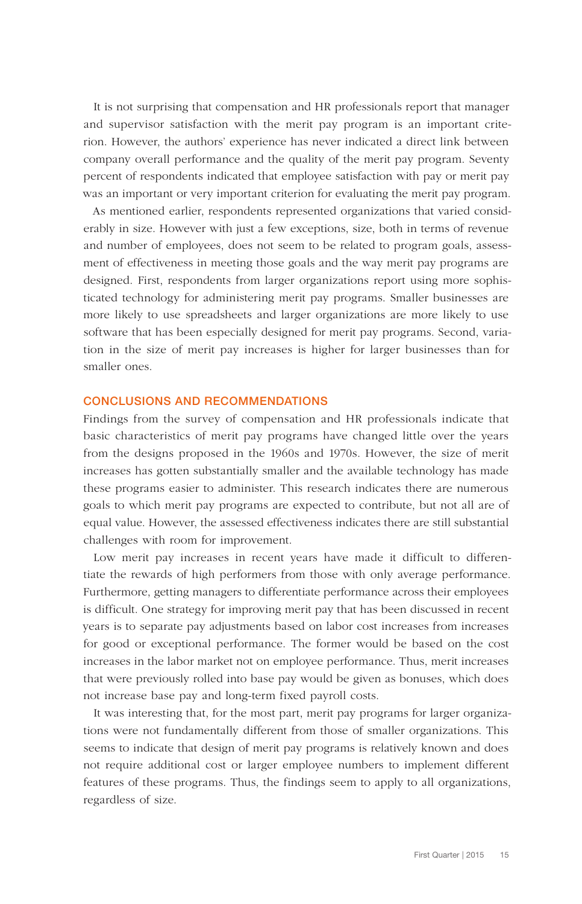It is not surprising that compensation and HR professionals report that manager and supervisor satisfaction with the merit pay program is an important criterion. However, the authors' experience has never indicated a direct link between company overall performance and the quality of the merit pay program. Seventy percent of respondents indicated that employee satisfaction with pay or merit pay was an important or very important criterion for evaluating the merit pay program.

As mentioned earlier, respondents represented organizations that varied considerably in size. However with just a few exceptions, size, both in terms of revenue and number of employees, does not seem to be related to program goals, assessment of effectiveness in meeting those goals and the way merit pay programs are designed. First, respondents from larger organizations report using more sophisticated technology for administering merit pay programs. Smaller businesses are more likely to use spreadsheets and larger organizations are more likely to use software that has been especially designed for merit pay programs. Second, variation in the size of merit pay increases is higher for larger businesses than for smaller ones.

## CONCLUSIONS AND RECOMMENDATIONS

Findings from the survey of compensation and HR professionals indicate that basic characteristics of merit pay programs have changed little over the years from the designs proposed in the 1960s and 1970s. However, the size of merit increases has gotten substantially smaller and the available technology has made these programs easier to administer. This research indicates there are numerous goals to which merit pay programs are expected to contribute, but not all are of equal value. However, the assessed effectiveness indicates there are still substantial challenges with room for improvement.

Low merit pay increases in recent years have made it difficult to differentiate the rewards of high performers from those with only average performance. Furthermore, getting managers to differentiate performance across their employees is difficult. One strategy for improving merit pay that has been discussed in recent years is to separate pay adjustments based on labor cost increases from increases for good or exceptional performance. The former would be based on the cost increases in the labor market not on employee performance. Thus, merit increases that were previously rolled into base pay would be given as bonuses, which does not increase base pay and long-term fixed payroll costs.

It was interesting that, for the most part, merit pay programs for larger organizations were not fundamentally different from those of smaller organizations. This seems to indicate that design of merit pay programs is relatively known and does not require additional cost or larger employee numbers to implement different features of these programs. Thus, the findings seem to apply to all organizations, regardless of size.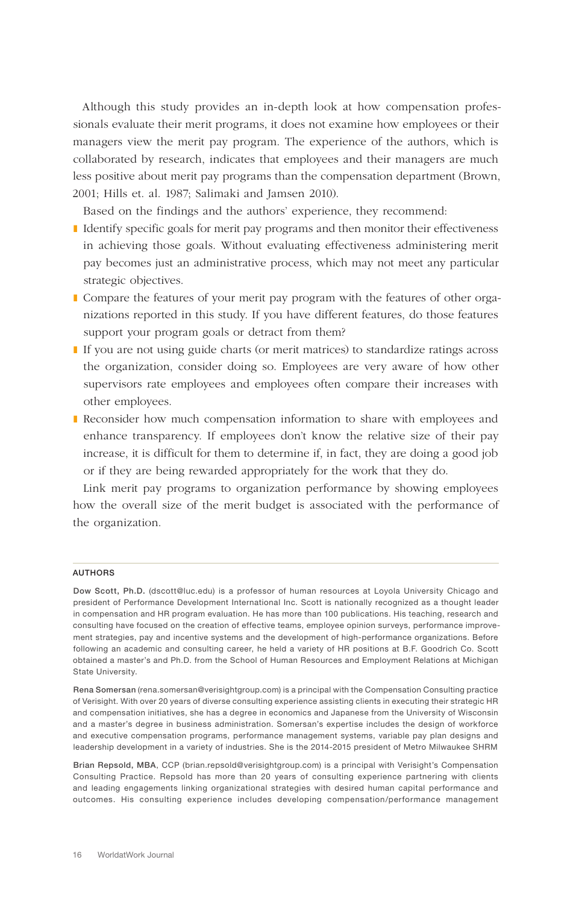Although this study provides an in-depth look at how compensation professionals evaluate their merit programs, it does not examine how employees or their managers view the merit pay program. The experience of the authors, which is collaborated by research, indicates that employees and their managers are much less positive about merit pay programs than the compensation department (Brown, 2001; Hills et. al. 1987; Salimaki and Jamsen 2010).

Based on the findings and the authors' experience, they recommend:

- Identify specific goals for merit pay programs and then monitor their effectiveness in achieving those goals. Without evaluating effectiveness administering merit pay becomes just an administrative process, which may not meet any particular strategic objectives.
- Compare the features of your merit pay program with the features of other organizations reported in this study. If you have different features, do those features support your program goals or detract from them?
- If you are not using guide charts (or merit matrices) to standardize ratings across the organization, consider doing so. Employees are very aware of how other supervisors rate employees and employees often compare their increases with other employees.
- Reconsider how much compensation information to share with employees and enhance transparency. If employees don't know the relative size of their pay increase, it is difficult for them to determine if, in fact, they are doing a good job or if they are being rewarded appropriately for the work that they do.

Link merit pay programs to organization performance by showing employees how the overall size of the merit budget is associated with the performance of the organization.

## AUTHORS

**Dow Scott, Ph.D.** (dscott@luc.edu) is a professor of human resources at Loyola University Chicago and president of Performance Development International Inc. Scott is nationally recognized as a thought leader in compensation and HR program evaluation. He has more than 100 publications. His teaching, research and consulting have focused on the creation of effective teams, employee opinion surveys, performance improvement strategies, pay and incentive systems and the development of high-performance organizations. Before following an academic and consulting career, he held a variety of HR positions at B.F. Goodrich Co. Scott obtained a master's and Ph.D. from the School of Human Resources and Employment Relations at Michigan State University.

**Rena Somersan** (rena.somersan@verisightgroup.com) is a principal with the Compensation Consulting practice of Verisight. With over 20 years of diverse consulting experience assisting clients in executing their strategic HR and compensation initiatives, she has a degree in economics and Japanese from the University of Wisconsin and a master's degree in business administration. Somersan's expertise includes the design of workforce and executive compensation programs, performance management systems, variable pay plan designs and leadership development in a variety of industries. She is the 2014-2015 president of Metro Milwaukee SHRM

**Brian Repsold, MBA**, CCP (brian.repsold@verisightgroup.com) is a principal with Verisight's Compensation Consulting Practice. Repsold has more than 20 years of consulting experience partnering with clients and leading engagements linking organizational strategies with desired human capital performance and outcomes. His consulting experience includes developing compensation/performance management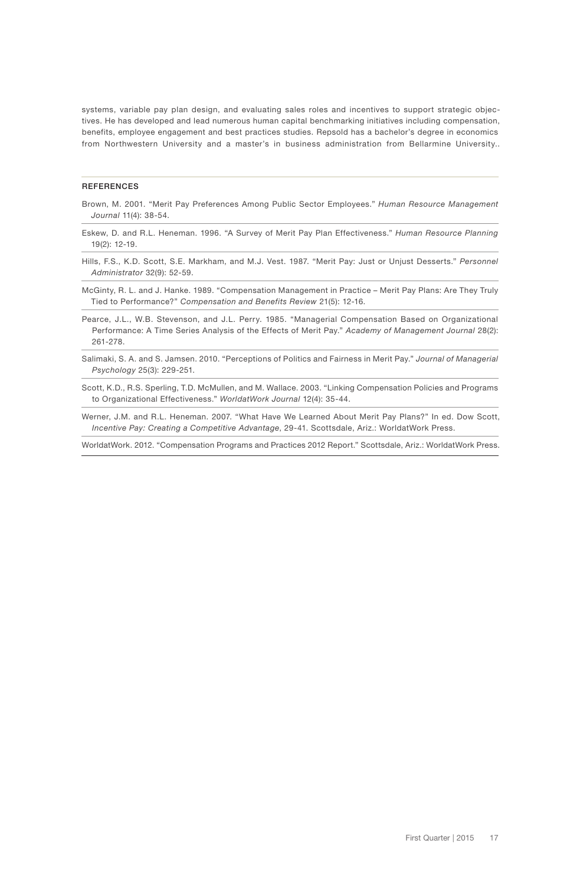systems, variable pay plan design, and evaluating sales roles and incentives to support strategic objectives. He has developed and lead numerous human capital benchmarking initiatives including compensation, benefits, employee engagement and best practices studies. Repsold has a bachelor's degree in economics from Northwestern University and a master's in business administration from Bellarmine University..

## REFERENCES

Brown, M. 2001. "Merit Pay Preferences Among Public Sector Employees." *Human Resource Management Journal* 11(4): 38-54.

Eskew, D. and R.L. Heneman. 1996. "A Survey of Merit Pay Plan Effectiveness." *Human Resource Planning* 19(2): 12-19.

Hills, F.S., K.D. Scott, S.E. Markham, and M.J. Vest. 1987. "Merit Pay: Just or Unjust Desserts." *Personnel Administrator* 32(9): 52-59.

McGinty, R. L. and J. Hanke. 1989. "Compensation Management in Practice – Merit Pay Plans: Are They Truly Tied to Performance?" *Compensation and Benefits Review* 21(5): 12-16.

Pearce, J.L., W.B. Stevenson, and J.L. Perry. 1985. "Managerial Compensation Based on Organizational Performance: A Time Series Analysis of the Effects of Merit Pay." *Academy of Management Journal* 28(2): 261-278.

Salimaki, S. A. and S. Jamsen. 2010. "Perceptions of Politics and Fairness in Merit Pay." *Journal of Managerial Psychology* 25(3): 229-251.

Scott, K.D., R.S. Sperling, T.D. McMullen, and M. Wallace. 2003. "Linking Compensation Policies and Programs to Organizational Effectiveness." *WorldatWork Journal* 12(4): 35-44.

Werner, J.M. and R.L. Heneman. 2007. "What Have We Learned About Merit Pay Plans?" In ed. Dow Scott, *Incentive Pay: Creating a Competitive Advantage*, 29-41. Scottsdale, Ariz.: WorldatWork Press.

WorldatWork. 2012. "Compensation Programs and Practices 2012 Report." Scottsdale, Ariz.: WorldatWork Press.